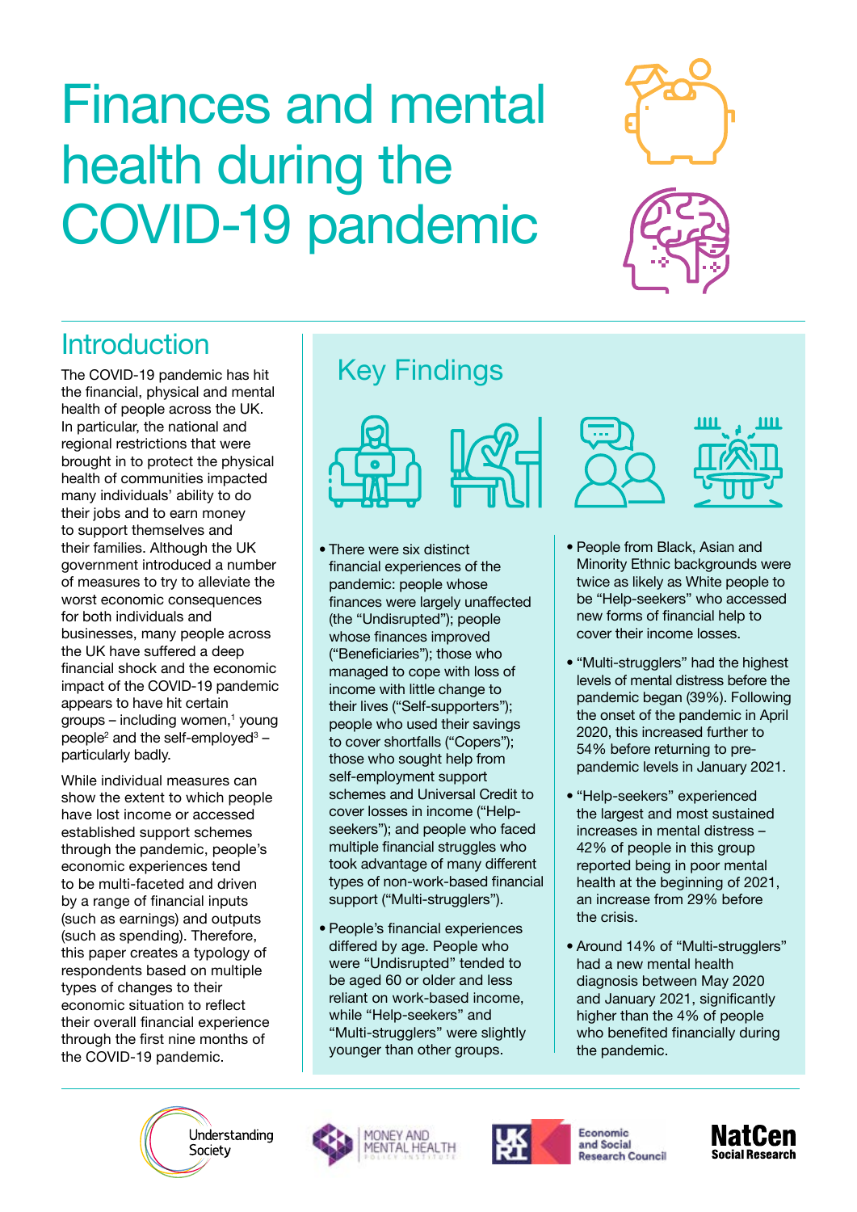# Finances and mental health during the COVID-19 pandemic

## Introduction

The COVID-19 pandemic has hit the financial, physical and mental health of people across the UK. In particular, the national and regional restrictions that were brought in to protect the physical health of communities impacted many individuals' ability to do their jobs and to earn money to support themselves and their families. Although the UK government introduced a number of measures to try to alleviate the worst economic consequences for both individuals and businesses, many people across the UK have suffered a deep financial shock and the economic impact of the COVID-19 pandemic appears to have hit certain groups – including women,[1] young people[2] and the self-employed[3] – particularly badly.

While individual measures can show the extent to which people have lost income or accessed established support schemes through the pandemic, people's economic experiences tend to be multi-faceted and driven by a range of financial inputs (such as earnings) and outputs (such as spending). Therefore, this paper creates a typology of respondents based on multiple types of changes to their economic situation to reflect their overall financial experience through the first nine months of the COVID-19 pandemic.

## Key Findings

- There were six distinct financial experiences of the pandemic: people whose finances were largely unaffected (the "Undisrupted"); people whose finances improved ("Beneficiaries"); those who managed to cope with loss of income with little change to their lives ("Self-supporters"); people who used their savings to cover shortfalls ("Copers"); those who sought help from self-employment support schemes and Universal Credit to cover losses in income ("Help-seekers"); and people who faced multiple financial struggles who took advantage of many different types of non-work-based financial support ("Multi-strugglers").
- People's financial experiences differed by age. People who were "Undisrupted" tended to be aged 60 or older and less reliant on work-based income, while "Help-seekers" and "Multi-strugglers" were slightly younger than other groups.
- People from Black, Asian and Minority Ethnic backgrounds were twice as likely as White people to be "Help-seekers" who accessed new forms of financial help to cover their income losses.
- "Multi-strugglers" had the highest levels of mental distress before the pandemic began (39%). Following the onset of the pandemic in April 2020, this increased further to 54% before returning to pre-pandemic levels in January 2021.
- "Help-seekers" experienced the largest and most sustained increases in mental distress – 42% of people in this group reported being in poor mental health at the beginning of 2021, an increase from 29% before the crisis.
- Around 14% of "Multi-strugglers" had a new mental health diagnosis between May 2020 and January 2021, significantly higher than the 4% of people who benefited financially during the pandemic.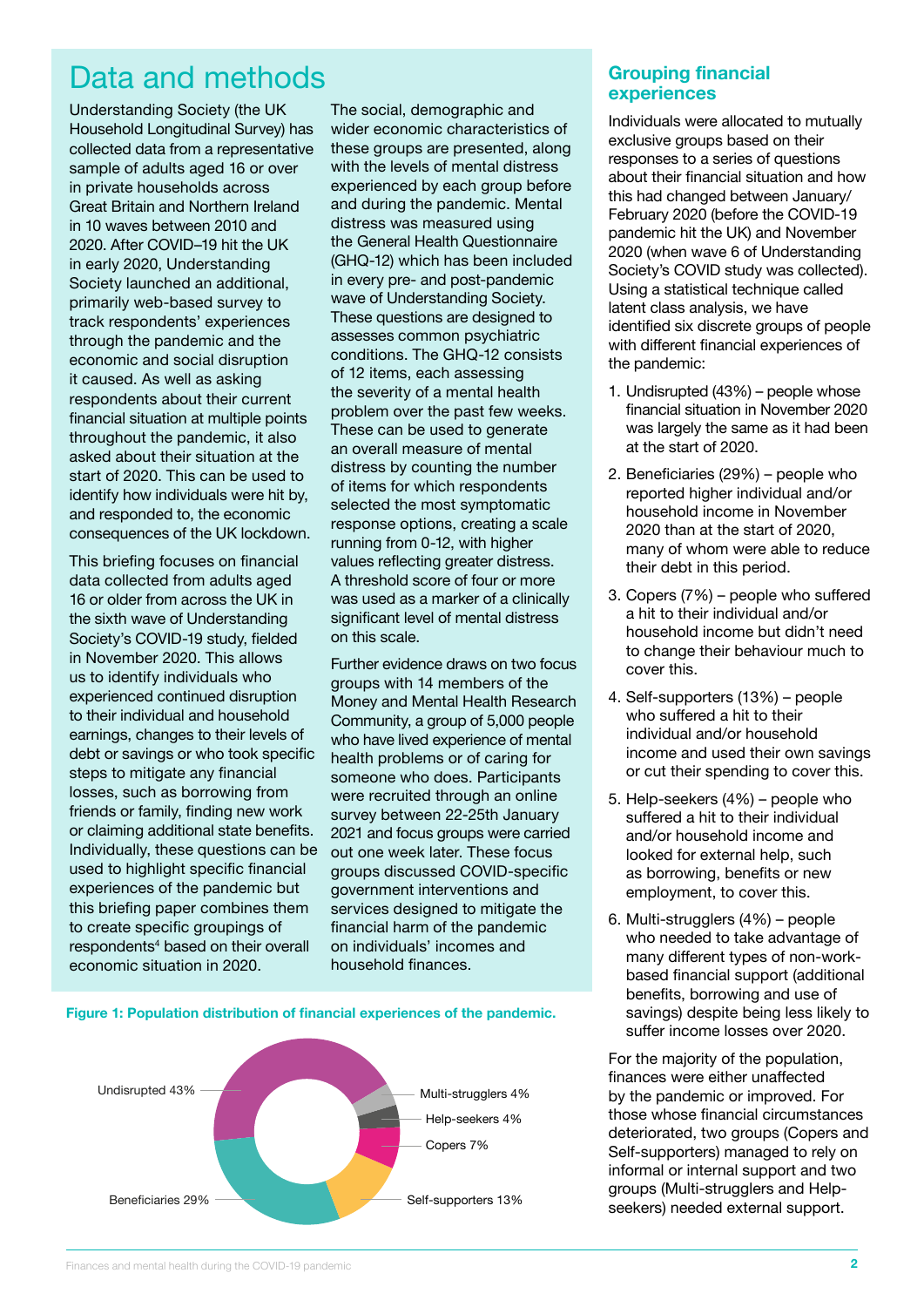# Data and methods

Understanding Society (the UK Household Longitudinal Survey) has collected data from a representative sample of adults aged 16 or over in private households across Great Britain and Northern Ireland in 10 waves between 2010 and 2020. After COVID–19 hit the UK in early 2020, Understanding Society launched an additional, primarily web-based survey to track respondents' experiences through the pandemic and the economic and social disruption it caused. As well as asking respondents about their current financial situation at multiple points throughout the pandemic, it also asked about their situation at the start of 2020. This can be used to identify how individuals were hit by, and responded to, the economic consequences of the UK lockdown.

This briefing focuses on financial data collected from adults aged 16 or older from across the UK in the sixth wave of Understanding Society's COVID-19 study, fielded in November 2020. This allows us to identify individuals who experienced continued disruption to their individual and household earnings, changes to their levels of debt or savings or who took specific steps to mitigate any financial losses, such as borrowing from friends or family, finding new work or claiming additional state benefits. Individually, these questions can be used to highlight specific financial experiences of the pandemic but this briefing paper combines them to create specific groupings of respondents[4] based on their overall economic situation in 2020.

The social, demographic and wider economic characteristics of these groups are presented, along with the levels of mental distress experienced by each group before and during the pandemic. Mental distress was measured using the General Health Questionnaire (GHQ-12) which has been included in every pre- and post-pandemic wave of Understanding Society. These questions are designed to assesses common psychiatric conditions. The GHQ-12 consists of 12 items, each assessing the severity of a mental health problem over the past few weeks. These can be used to generate an overall measure of mental distress by counting the number of items for which respondents selected the most symptomatic response options, creating a scale running from 0-12, with higher values reflecting greater distress. A threshold score of four or more was used as a marker of a clinically significant level of mental distress on this scale.

Further evidence draws on two focus groups with 14 members of the Money and Mental Health Research Community, a group of 5,000 people who have lived experience of mental health problems or of caring for someone who does. Participants were recruited through an online survey between 22-25th January 2021 and focus groups were carried out one week later. These focus groups discussed COVID-specific government interventions and services designed to mitigate the financial harm of the pandemic on individuals' incomes and household finances.

**Figure 1: Population distribution of financial experiences of the pandemic.**

| Group | Share |
|---|---|
| Undisrupted | 43% |
| Beneficiaries | 29% |
| Self-supporters | 13% |
| Copers | 7% |
| Help-seekers | 4% |
| Multi-strugglers | 4% |

## Grouping financial experiences

Individuals were allocated to mutually exclusive groups based on their responses to a series of questions about their financial situation and how this had changed between January/February 2020 (before the COVID-19 pandemic hit the UK) and November 2020 (when wave 6 of Understanding Society's COVID study was collected). Using a statistical technique called latent class analysis, we have identified six discrete groups of people with different financial experiences of the pandemic:

1. Undisrupted (43%) – people whose financial situation in November 2020 was largely the same as it had been at the start of 2020.
2. Beneficiaries (29%) – people who reported higher individual and/or household income in November 2020 than at the start of 2020, many of whom were able to reduce their debt in this period.
3. Copers (7%) – people who suffered a hit to their individual and/or household income but didn't need to change their behaviour much to cover this.
4. Self-supporters (13%) – people who suffered a hit to their individual and/or household income and used their own savings or cut their spending to cover this.
5. Help-seekers (4%) – people who suffered a hit to their individual and/or household income and looked for external help, such as borrowing, benefits or new employment, to cover this.
6. Multi-strugglers (4%) – people who needed to take advantage of many different types of non-work-based financial support (additional benefits, borrowing and use of savings) despite being less likely to suffer income losses over 2020.

For the majority of the population, finances were either unaffected by the pandemic or improved. For those whose financial circumstances deteriorated, two groups (Copers and Self-supporters) managed to rely on informal or internal support and two groups (Multi-strugglers and Help-seekers) needed external support.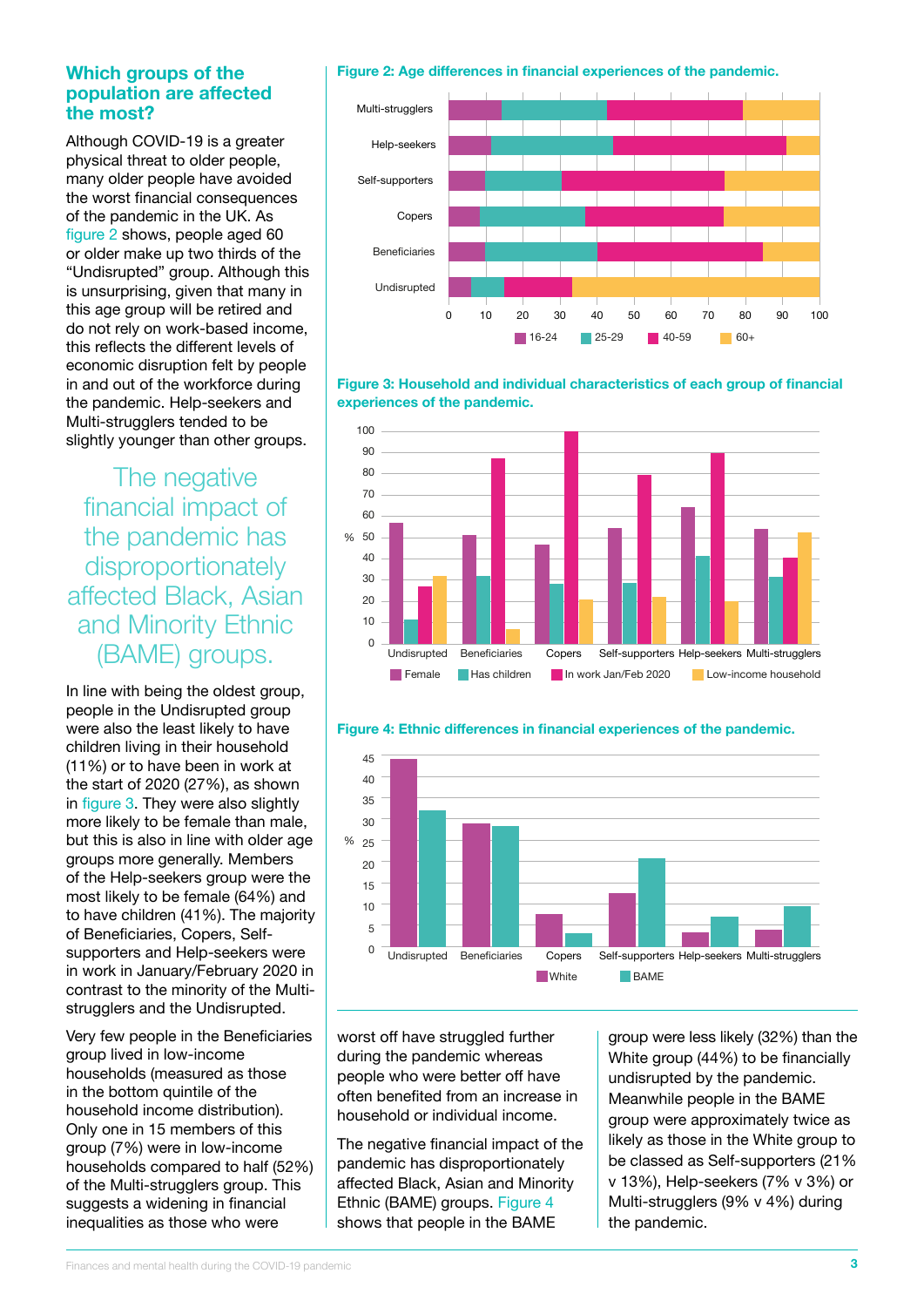## Which groups of the population are affected the most?

Although COVID-19 is a greater physical threat to older people, many older people have avoided the worst financial consequences of the pandemic in the UK. As figure 2 shows, people aged 60 or older make up two thirds of the "Undisrupted" group. Although this is unsurprising, given that many in this age group will be retired and do not rely on work-based income, this reflects the different levels of economic disruption felt by people in and out of the workforce during the pandemic. Help-seekers and Multi-strugglers tended to be slightly younger than other groups.

> The negative financial impact of the pandemic has disproportionately affected Black, Asian and Minority Ethnic (BAME) groups.

In line with being the oldest group, people in the Undisrupted group were also the least likely to have children living in their household (11%) or to have been in work at the start of 2020 (27%), as shown in figure 3. They were also slightly more likely to be female than male, but this is also in line with older age groups more generally. Members of the Help-seekers group were the most likely to be female (64%) and to have children (41%). The majority of Beneficiaries, Copers, Self-supporters and Help-seekers were in work in January/February 2020 in contrast to the minority of the Multi-strugglers and the Undisrupted.

Very few people in the Beneficiaries group lived in low-income households (measured as those in the bottom quintile of the household income distribution). Only one in 15 members of this group (7%) were in low-income households compared to half (52%) of the Multi-strugglers group. This suggests a widening in financial inequalities as those who were worst off have struggled further during the pandemic whereas people who were better off have often benefited from an increase in household or individual income.

The negative financial impact of the pandemic has disproportionately affected Black, Asian and Minority Ethnic (BAME) groups. Figure 4 shows that people in the BAME group were less likely (32%) than the White group (44%) to be financially undisrupted by the pandemic. Meanwhile people in the BAME group were approximately twice as likely as those in the White group to be classed as Self-supporters (21% v 13%), Help-seekers (7% v 3%) or Multi-strugglers (9% v 4%) during the pandemic.

**Figure 2: Age differences in financial experiences of the pandemic.**

**Figure 3: Household and individual characteristics of each group of financial experiences of the pandemic.**

**Figure 4: Ethnic differences in financial experiences of the pandemic.**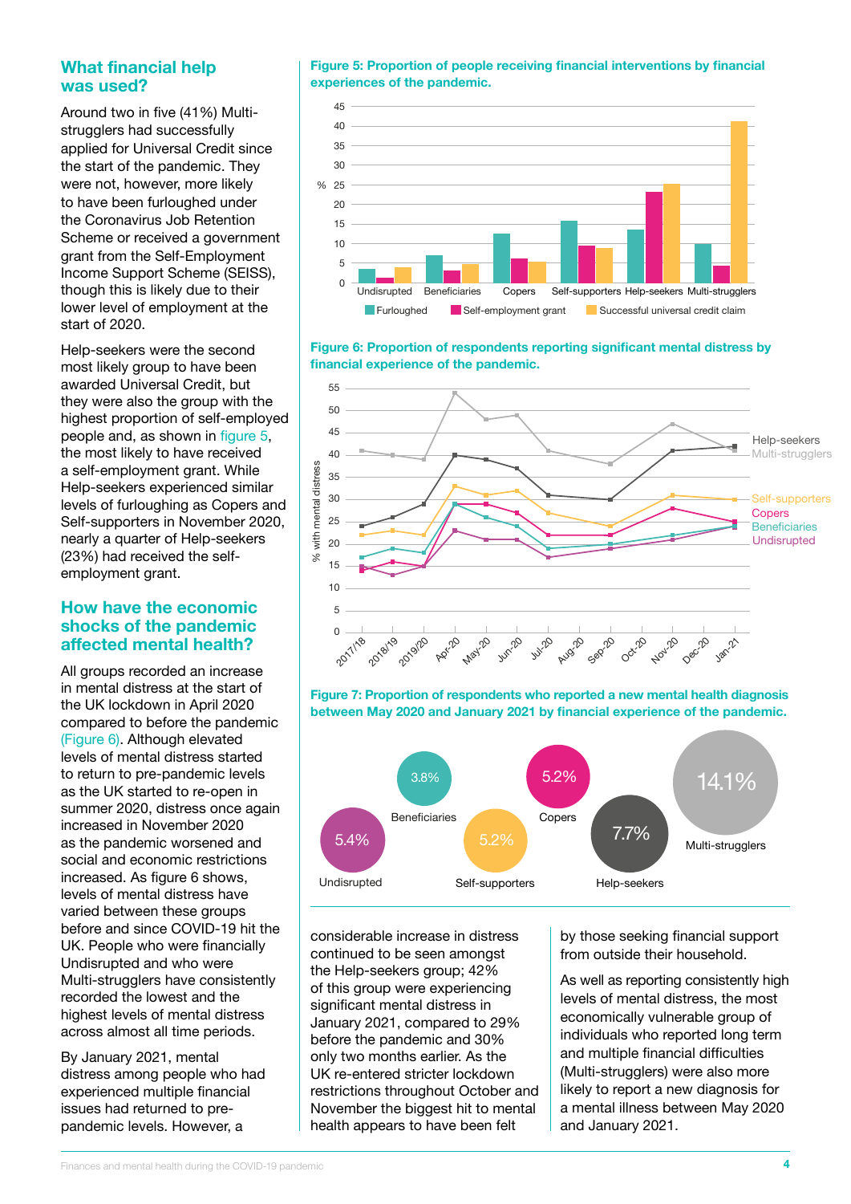## What financial help was used?

Around two in five (41%) Multi-strugglers had successfully applied for Universal Credit since the start of the pandemic. They were not, however, more likely to have been furloughed under the Coronavirus Job Retention Scheme or received a government grant from the Self-Employment Income Support Scheme (SEISS), though this is likely due to their lower level of employment at the start of 2020.

Help-seekers were the second most likely group to have been awarded Universal Credit, but they were also the group with the highest proportion of self-employed people and, as shown in figure 5, the most likely to have received a self-employment grant. While Help-seekers experienced similar levels of furloughing as Copers and Self-supporters in November 2020, nearly a quarter of Help-seekers (23%) had received the self-employment grant.

## How have the economic shocks of the pandemic affected mental health?

All groups recorded an increase in mental distress at the start of the UK lockdown in April 2020 compared to before the pandemic (Figure 6). Although elevated levels of mental distress started to return to pre-pandemic levels as the UK started to re-open in summer 2020, distress once again increased in November 2020 as the pandemic worsened and social and economic restrictions increased. As figure 6 shows, levels of mental distress have varied between these groups before and since COVID-19 hit the UK. People who were financially Undisrupted and who were Multi-strugglers have consistently recorded the lowest and the highest levels of mental distress across almost all time periods.

By January 2021, mental distress among people who had experienced multiple financial issues had returned to pre-pandemic levels. However, a considerable increase in distress continued to be seen amongst the Help-seekers group; 42% of this group were experiencing significant mental distress in January 2021, compared to 29% before the pandemic and 30% only two months earlier. As the UK re-entered stricter lockdown restrictions throughout October and November the biggest hit to mental health appears to have been felt by those seeking financial support from outside their household.

As well as reporting consistently high levels of mental distress, the most economically vulnerable group of individuals who reported long term and multiple financial difficulties (Multi-strugglers) were also more likely to report a new diagnosis for a mental illness between May 2020 and January 2021.

**Figure 5: Proportion of people receiving financial interventions by financial experiences of the pandemic.**

**Figure 6: Proportion of respondents reporting significant mental distress by financial experience of the pandemic.**

**Figure 7: Proportion of respondents who reported a new mental health diagnosis between May 2020 and January 2021 by financial experience of the pandemic.**

| Group | New mental health diagnosis |
|---|---|
| Undisrupted | 5.4% |
| Beneficiaries | 3.8% |
| Self-supporters | 5.2% |
| Copers | 5.2% |
| Help-seekers | 7.7% |
| Multi-strugglers | 14.1% |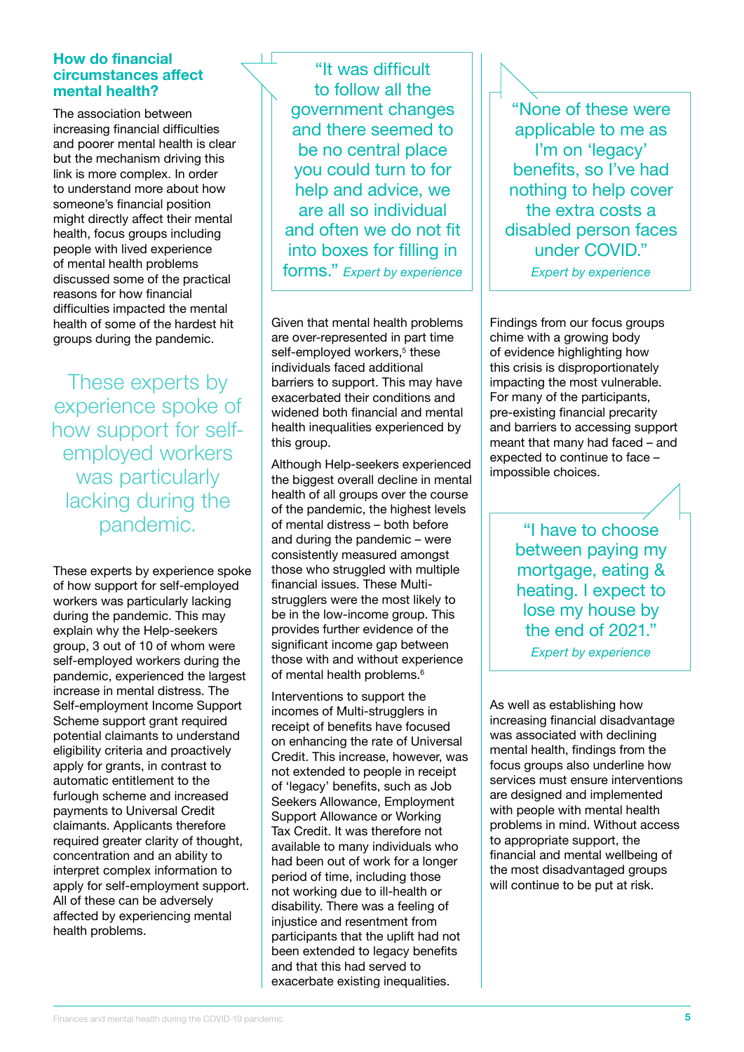## How do financial circumstances affect mental health?

The association between increasing financial difficulties and poorer mental health is clear but the mechanism driving this link is more complex. In order to understand more about how someone's financial position might directly affect their mental health, focus groups including people with lived experience of mental health problems discussed some of the practical reasons for how financial difficulties impacted the mental health of some of the hardest hit groups during the pandemic.

> These experts by experience spoke of how support for self-employed workers was particularly lacking during the pandemic.

These experts by experience spoke of how support for self-employed workers was particularly lacking during the pandemic. This may explain why the Help-seekers group, 3 out of 10 of whom were self-employed workers during the pandemic, experienced the largest increase in mental distress. The Self-employment Income Support Scheme support grant required potential claimants to understand eligibility criteria and proactively apply for grants, in contrast to automatic entitlement to the furlough scheme and increased payments to Universal Credit claimants. Applicants therefore required greater clarity of thought, concentration and an ability to interpret complex information to apply for self-employment support. All of these can be adversely affected by experiencing mental health problems.

> "It was difficult to follow all the government changes and there seemed to be no central place you could turn to for help and advice, we are all so individual and often we do not fit into boxes for filling in forms." *Expert by experience*

Given that mental health problems are over-represented in part time self-employed workers,[5] these individuals faced additional barriers to support. This may have exacerbated their conditions and widened both financial and mental health inequalities experienced by this group.

Although Help-seekers experienced the biggest overall decline in mental health of all groups over the course of the pandemic, the highest levels of mental distress – both before and during the pandemic – were consistently measured amongst those who struggled with multiple financial issues. These Multi-strugglers were the most likely to be in the low-income group. This provides further evidence of the significant income gap between those with and without experience of mental health problems.[6]

Interventions to support the incomes of Multi-strugglers in receipt of benefits have focused on enhancing the rate of Universal Credit. This increase, however, was not extended to people in receipt of 'legacy' benefits, such as Job Seekers Allowance, Employment Support Allowance or Working Tax Credit. It was therefore not available to many individuals who had been out of work for a longer period of time, including those not working due to ill-health or disability. There was a feeling of injustice and resentment from participants that the uplift had not been extended to legacy benefits and that this had served to exacerbate existing inequalities.

> "None of these were applicable to me as I'm on 'legacy' benefits, so I've had nothing to help cover the extra costs a disabled person faces under COVID."
> *Expert by experience*

Findings from our focus groups chime with a growing body of evidence highlighting how this crisis is disproportionately impacting the most vulnerable. For many of the participants, pre-existing financial precarity and barriers to accessing support meant that many had faced – and expected to continue to face – impossible choices.

> "I have to choose between paying my mortgage, eating & heating. I expect to lose my house by the end of 2021."
> *Expert by experience*

As well as establishing how increasing financial disadvantage was associated with declining mental health, findings from the focus groups also underline how services must ensure interventions are designed and implemented with people with mental health problems in mind. Without access to appropriate support, the financial and mental wellbeing of the most disadvantaged groups will continue to be put at risk.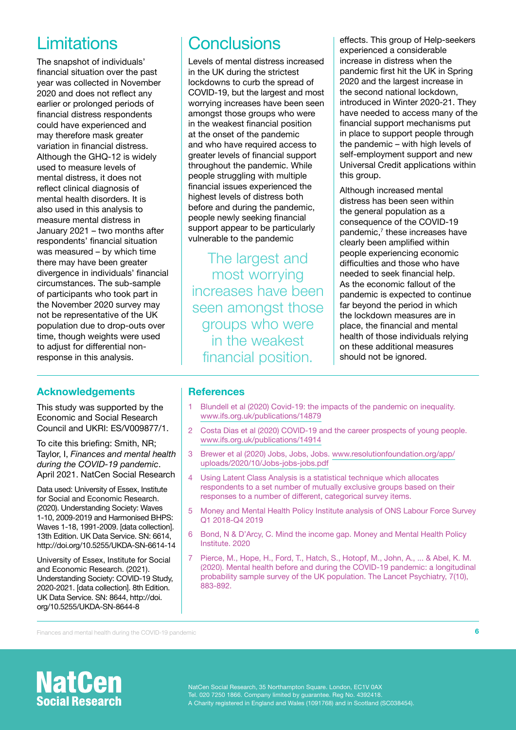## Limitations

The snapshot of individuals' financial situation over the past year was collected in November 2020 and does not reflect any earlier or prolonged periods of financial distress respondents could have experienced and may therefore mask greater variation in financial distress. Although the GHQ-12 is widely used to measure levels of mental distress, it does not reflect clinical diagnosis of mental health disorders. It is also used in this analysis to measure mental distress in January 2021 – two months after respondents' financial situation was measured – by which time there may have been greater divergence in individuals' financial circumstances. The sub-sample of participants who took part in the November 2020 survey may not be representative of the UK population due to drop-outs over time, though weights were used to adjust for differential non-response in this analysis.

## Conclusions

Levels of mental distress increased in the UK during the strictest lockdowns to curb the spread of COVID-19, but the largest and most worrying increases have been seen amongst those groups who were in the weakest financial position at the onset of the pandemic and who have required access to greater levels of financial support throughout the pandemic. While people struggling with multiple financial issues experienced the highest levels of distress both before and during the pandemic, people newly seeking financial support appear to be particularly vulnerable to the pandemic

> The largest and most worrying increases have been seen amongst those groups who were in the weakest financial position.

effects. This group of Help-seekers experienced a considerable increase in distress when the pandemic first hit the UK in Spring 2020 and the largest increase in the second national lockdown, introduced in Winter 2020-21. They have needed to access many of the financial support mechanisms put in place to support people through the pandemic – with high levels of self-employment support and new Universal Credit applications within this group.

Although increased mental distress has been seen within the general population as a consequence of the COVID-19 pandemic,[7] these increases have clearly been amplified within people experiencing economic difficulties and those who have needed to seek financial help. As the economic fallout of the pandemic is expected to continue far beyond the period in which the lockdown measures are in place, the financial and mental health of those individuals relying on these additional measures should not be ignored.

### Acknowledgements

This study was supported by the Economic and Social Research Council and UKRI: ES/V009877/1.

To cite this briefing: Smith, NR; Taylor, I, *Finances and mental health during the COVID-19 pandemic*. April 2021. NatCen Social Research

Data used: University of Essex, Institute for Social and Economic Research. (2020). Understanding Society: Waves 1-10, 2009-2019 and Harmonised BHPS: Waves 1-18, 1991-2009. [data collection]. 13th Edition. UK Data Service. SN: 6614, http://doi.org/10.5255/UKDA-SN-6614-14

University of Essex, Institute for Social and Economic Research. (2021). Understanding Society: COVID-19 Study, 2020-2021. [data collection]. 8th Edition. UK Data Service. SN: 8644, http://doi.org/10.5255/UKDA-SN-8644-8

### References

1. Blundell et al (2020) Covid-19: the impacts of the pandemic on inequality. www.ifs.org.uk/publications/14879
2. Costa Dias et al (2020) COVID-19 and the career prospects of young people. www.ifs.org.uk/publications/14914
3. Brewer et al (2020) Jobs, Jobs, Jobs. www.resolutionfoundation.org/app/uploads/2020/10/Jobs-jobs-jobs.pdf
4. Using Latent Class Analysis is a statistical technique which allocates respondents to a set number of mutually exclusive groups based on their responses to a number of different, categorical survey items.
5. Money and Mental Health Policy Institute analysis of ONS Labour Force Survey Q1 2018-Q4 2019
6. Bond, N & D'Arcy, C. Mind the income gap. Money and Mental Health Policy Institute. 2020
7. Pierce, M., Hope, H., Ford, T., Hatch, S., Hotopf, M., John, A., ... & Abel, K. M. (2020). Mental health before and during the COVID-19 pandemic: a longitudinal probability sample survey of the UK population. The Lancet Psychiatry, 7(10), 883-892.

**NatCen Social Research**

NatCen Social Research, 35 Northampton Square. London, EC1V 0AX
Tel. 020 7250 1866. Company limited by guarantee. Reg No. 4392418.
A Charity registered in England and Wales (1091768) and in Scotland (SC038454).